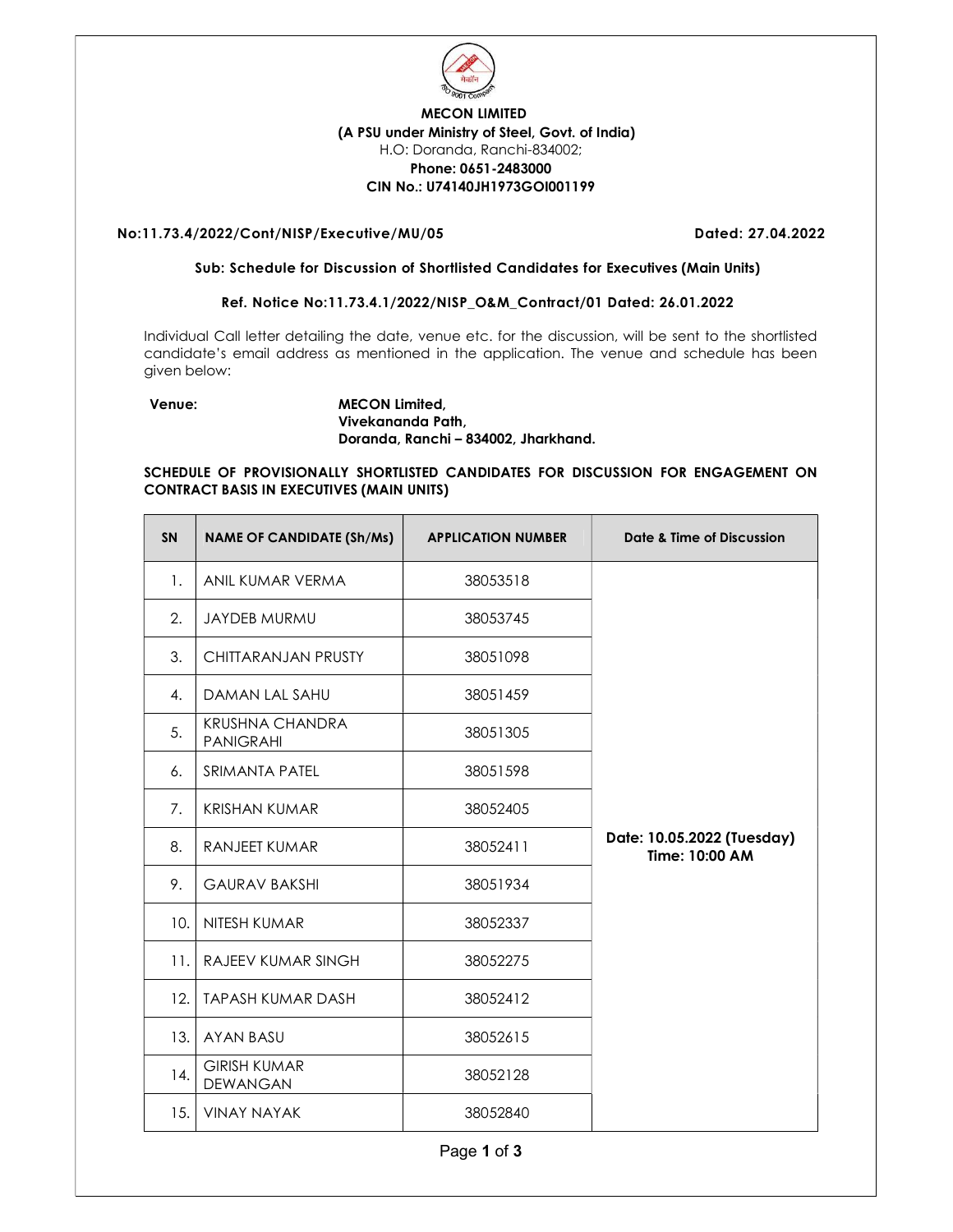**MECON LIMITED**
**(A PSU under Ministry of Steel, Govt. of India)**
H.O: Doranda, Ranchi-834002;
**Phone: 0651-2483000**
**CIN No.: U74140JH1973GOI001199**

**No:11.73.4/2022/Cont/NISP/Executive/MU/05** **Dated: 27.04.2022**

**Sub: Schedule for Discussion of Shortlisted Candidates for Executives (Main Units)**

**Ref. Notice No:11.73.4.1/2022/NISP_O&M_Contract/01 Dated: 26.01.2022**

Individual Call letter detailing the date, venue etc. for the discussion, will be sent to the shortlisted candidate's email address as mentioned in the application. The venue and schedule has been given below:

**Venue:** **MECON Limited,**
**Vivekananda Path,**
**Doranda, Ranchi – 834002, Jharkhand.**

**SCHEDULE OF PROVISIONALLY SHORTLISTED CANDIDATES FOR DISCUSSION FOR ENGAGEMENT ON CONTRACT BASIS IN EXECUTIVES (MAIN UNITS)**

| SN | NAME OF CANDIDATE (Sh/Ms) | APPLICATION NUMBER | Date & Time of Discussion |
|---|---|---|---|
| 1. | ANIL KUMAR VERMA | 38053518 | Date: 10.05.2022 (Tuesday) Time: 10:00 AM |
| 2. | JAYDEB MURMU | 38053745 | |
| 3. | CHITTARANJAN PRUSTY | 38051098 | |
| 4. | DAMAN LAL SAHU | 38051459 | |
| 5. | KRUSHNA CHANDRA PANIGRAHI | 38051305 | |
| 6. | SRIMANTA PATEL | 38051598 | |
| 7. | KRISHAN KUMAR | 38052405 | |
| 8. | RANJEET KUMAR | 38052411 | |
| 9. | GAURAV BAKSHI | 38051934 | |
| 10. | NITESH KUMAR | 38052337 | |
| 11. | RAJEEV KUMAR SINGH | 38052275 | |
| 12. | TAPASH KUMAR DASH | 38052412 | |
| 13. | AYAN BASU | 38052615 | |
| 14. | GIRISH KUMAR DEWANGAN | 38052128 | |
| 15. | VINAY NAYAK | 38052840 | |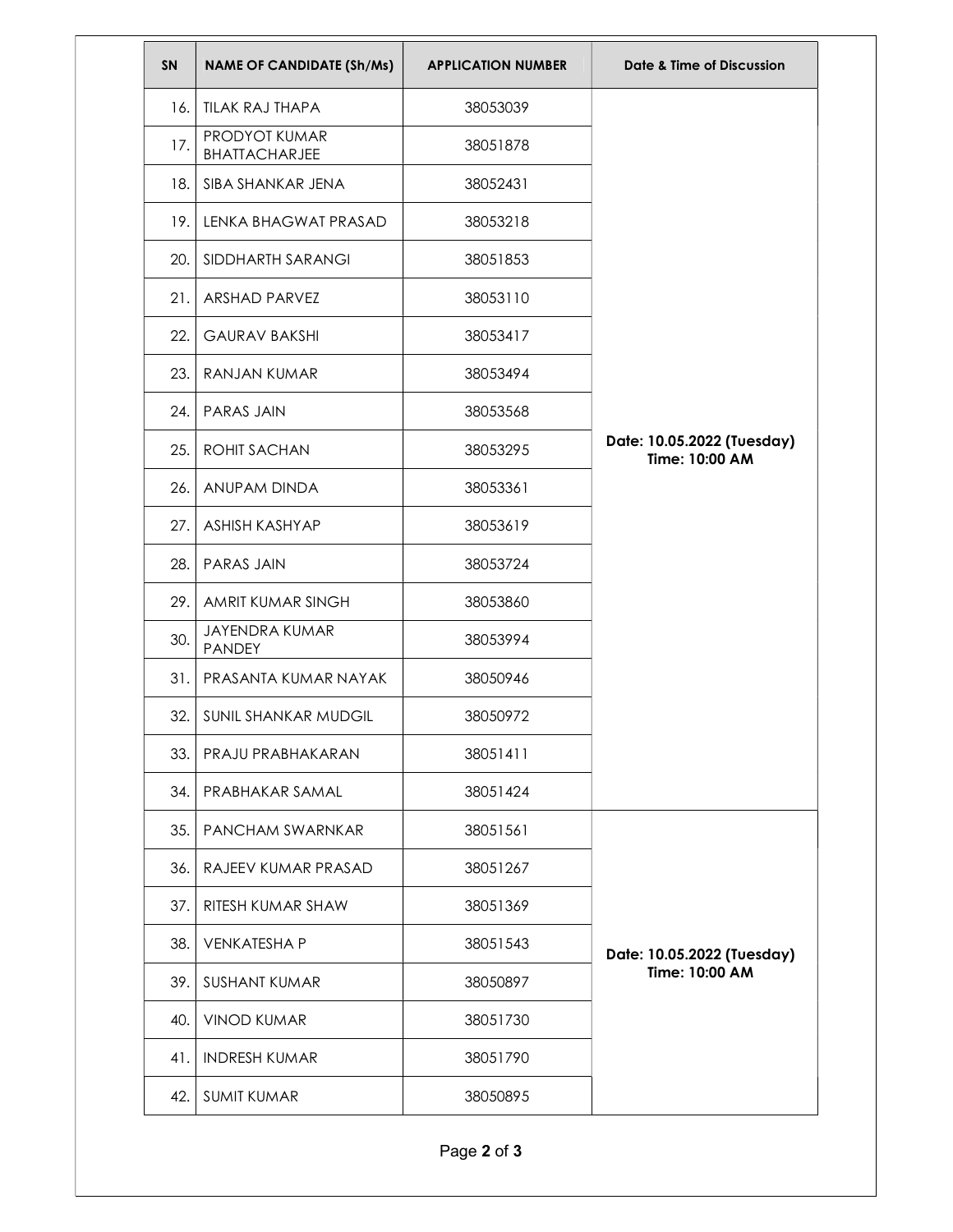| SN | NAME OF CANDIDATE (Sh/Ms) | APPLICATION NUMBER | Date & Time of Discussion |
|---|---|---|---|
| 16. | TILAK RAJ THAPA | 38053039 | **Date: 10.05.2022 (Tuesday) Time: 10:00 AM** |
| 17. | PRODYOT KUMAR BHATTACHARJEE | 38051878 | |
| 18. | SIBA SHANKAR JENA | 38052431 | |
| 19. | LENKA BHAGWAT PRASAD | 38053218 | |
| 20. | SIDDHARTH SARANGI | 38051853 | |
| 21. | ARSHAD PARVEZ | 38053110 | |
| 22. | GAURAV BAKSHI | 38053417 | |
| 23. | RANJAN KUMAR | 38053494 | |
| 24. | PARAS JAIN | 38053568 | |
| 25. | ROHIT SACHAN | 38053295 | |
| 26. | ANUPAM DINDA | 38053361 | |
| 27. | ASHISH KASHYAP | 38053619 | |
| 28. | PARAS JAIN | 38053724 | |
| 29. | AMRIT KUMAR SINGH | 38053860 | |
| 30. | JAYENDRA KUMAR PANDEY | 38053994 | |
| 31. | PRASANTA KUMAR NAYAK | 38050946 | |
| 32. | SUNIL SHANKAR MUDGIL | 38050972 | |
| 33. | PRAJU PRABHAKARAN | 38051411 | |
| 34. | PRABHAKAR SAMAL | 38051424 | |
| 35. | PANCHAM SWARNKAR | 38051561 | **Date: 10.05.2022 (Tuesday) Time: 10:00 AM** |
| 36. | RAJEEV KUMAR PRASAD | 38051267 | |
| 37. | RITESH KUMAR SHAW | 38051369 | |
| 38. | VENKATESHA P | 38051543 | |
| 39. | SUSHANT KUMAR | 38050897 | |
| 40. | VINOD KUMAR | 38051730 | |
| 41. | INDRESH KUMAR | 38051790 | |
| 42. | SUMIT KUMAR | 38050895 | |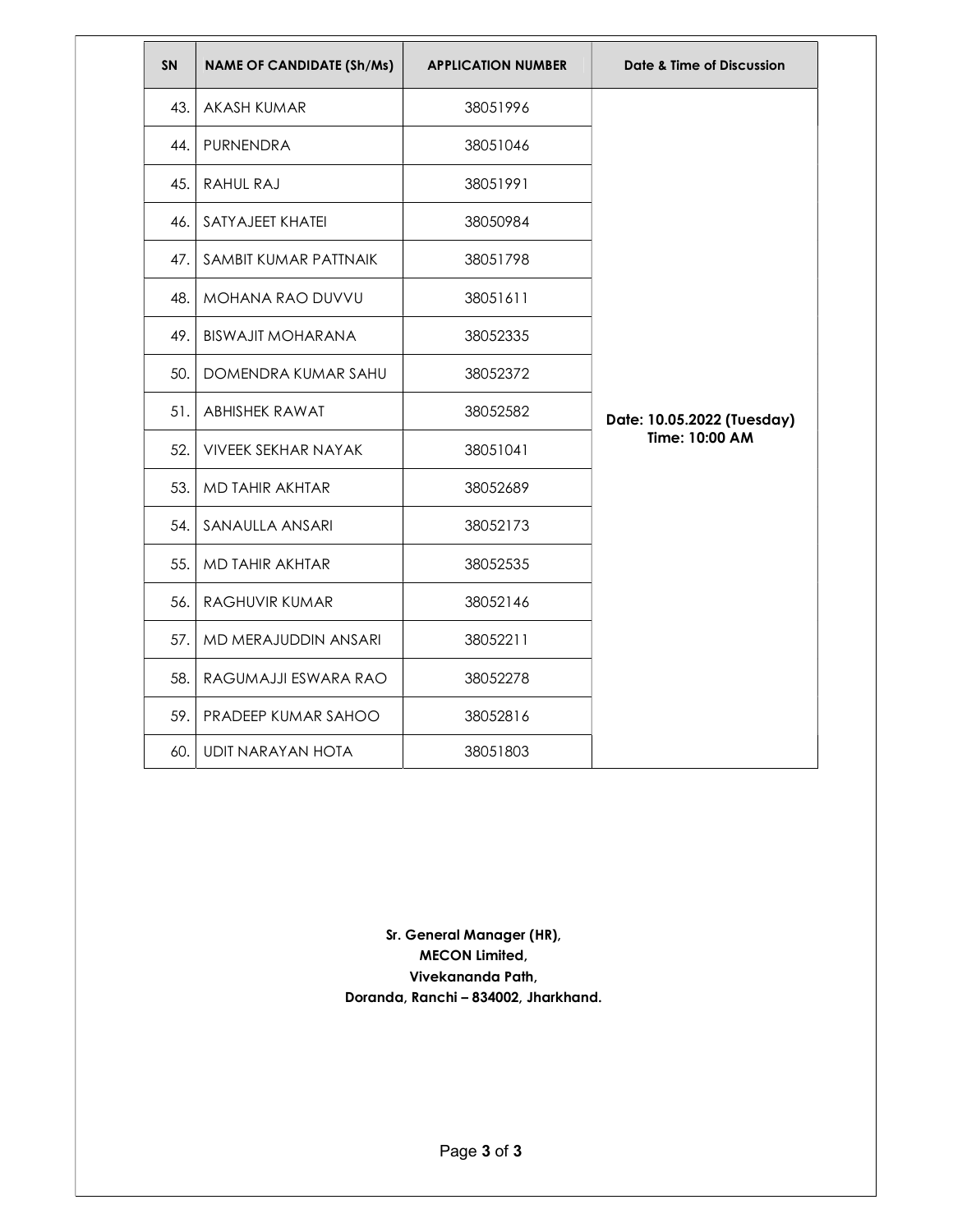| SN | NAME OF CANDIDATE (Sh/Ms) | APPLICATION NUMBER | Date & Time of Discussion |
|---|---|---|---|
| 43. | AKASH KUMAR | 38051996 | **Date: 10.05.2022 (Tuesday) Time: 10:00 AM** |
| 44. | PURNENDRA | 38051046 | |
| 45. | RAHUL RAJ | 38051991 | |
| 46. | SATYAJEET KHATEI | 38050984 | |
| 47. | SAMBIT KUMAR PATTNAIK | 38051798 | |
| 48. | MOHANA RAO DUVVU | 38051611 | |
| 49. | BISWAJIT MOHARANA | 38052335 | |
| 50. | DOMENDRA KUMAR SAHU | 38052372 | |
| 51. | ABHISHEK RAWAT | 38052582 | |
| 52. | VIVEEK SEKHAR NAYAK | 38051041 | |
| 53. | MD TAHIR AKHTAR | 38052689 | |
| 54. | SANAULLA ANSARI | 38052173 | |
| 55. | MD TAHIR AKHTAR | 38052535 | |
| 56. | RAGHUVIR KUMAR | 38052146 | |
| 57. | MD MERAJUDDIN ANSARI | 38052211 | |
| 58. | RAGUMAJJI ESWARA RAO | 38052278 | |
| 59. | PRADEEP KUMAR SAHOO | 38052816 | |
| 60. | UDIT NARAYAN HOTA | 38051803 | |

**Sr. General Manager (HR),**
**MECON Limited,**
**Vivekananda Path,**
**Doranda, Ranchi – 834002, Jharkhand.**